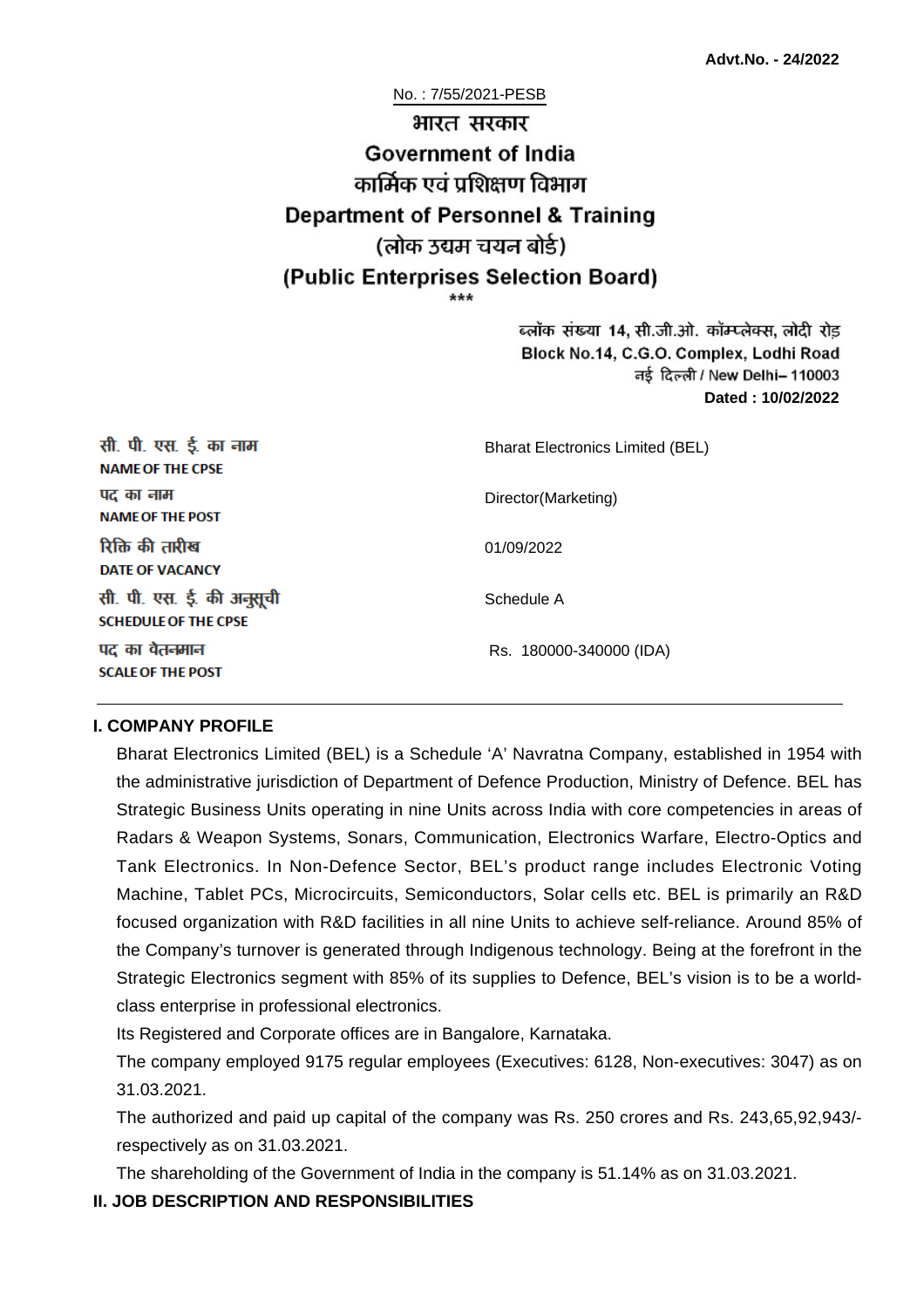**Advt.No. - 24/2022**

No. : 7/55/2021-PESB

# भारत सरकार
# Government of India
## कार्मिक एवं प्रशिक्षण विभाग
## Department of Personnel & Training
## (लोक उद्यम चयन बोर्ड)
## (Public Enterprises Selection Board)

\*\*\*

ब्लॉक संख्या 14, सी.जी.ओ. कॉम्प्लेक्स, लोदी रोड़
Block No.14, C.G.O. Complex, Lodhi Road
नई दिल्ली / New Delhi– 110003
**Dated : 10/02/2022**

| | |
|---|---|
| सी. पी. एस. ई. का नाम **NAME OF THE CPSE** | Bharat Electronics Limited (BEL) |
| पद का नाम **NAME OF THE POST** | Director(Marketing) |
| रिक्ति की तारीख **DATE OF VACANCY** | 01/09/2022 |
| सी. पी. एस. ई. की अनुसूची **SCHEDULE OF THE CPSE** | Schedule A |
| पद का वेतनमान **SCALE OF THE POST** | Rs. 180000-340000 (IDA) |

### I. COMPANY PROFILE

Bharat Electronics Limited (BEL) is a Schedule 'A' Navratna Company, established in 1954 with the administrative jurisdiction of Department of Defence Production, Ministry of Defence. BEL has Strategic Business Units operating in nine Units across India with core competencies in areas of Radars & Weapon Systems, Sonars, Communication, Electronics Warfare, Electro-Optics and Tank Electronics. In Non-Defence Sector, BEL's product range includes Electronic Voting Machine, Tablet PCs, Microcircuits, Semiconductors, Solar cells etc. BEL is primarily an R&D focused organization with R&D facilities in all nine Units to achieve self-reliance. Around 85% of the Company's turnover is generated through Indigenous technology. Being at the forefront in the Strategic Electronics segment with 85% of its supplies to Defence, BEL's vision is to be a world-class enterprise in professional electronics.

Its Registered and Corporate offices are in Bangalore, Karnataka.

The company employed 9175 regular employees (Executives: 6128, Non-executives: 3047) as on 31.03.2021.

The authorized and paid up capital of the company was Rs. 250 crores and Rs. 243,65,92,943/- respectively as on 31.03.2021.

The shareholding of the Government of India in the company is 51.14% as on 31.03.2021.

### II. JOB DESCRIPTION AND RESPONSIBILITIES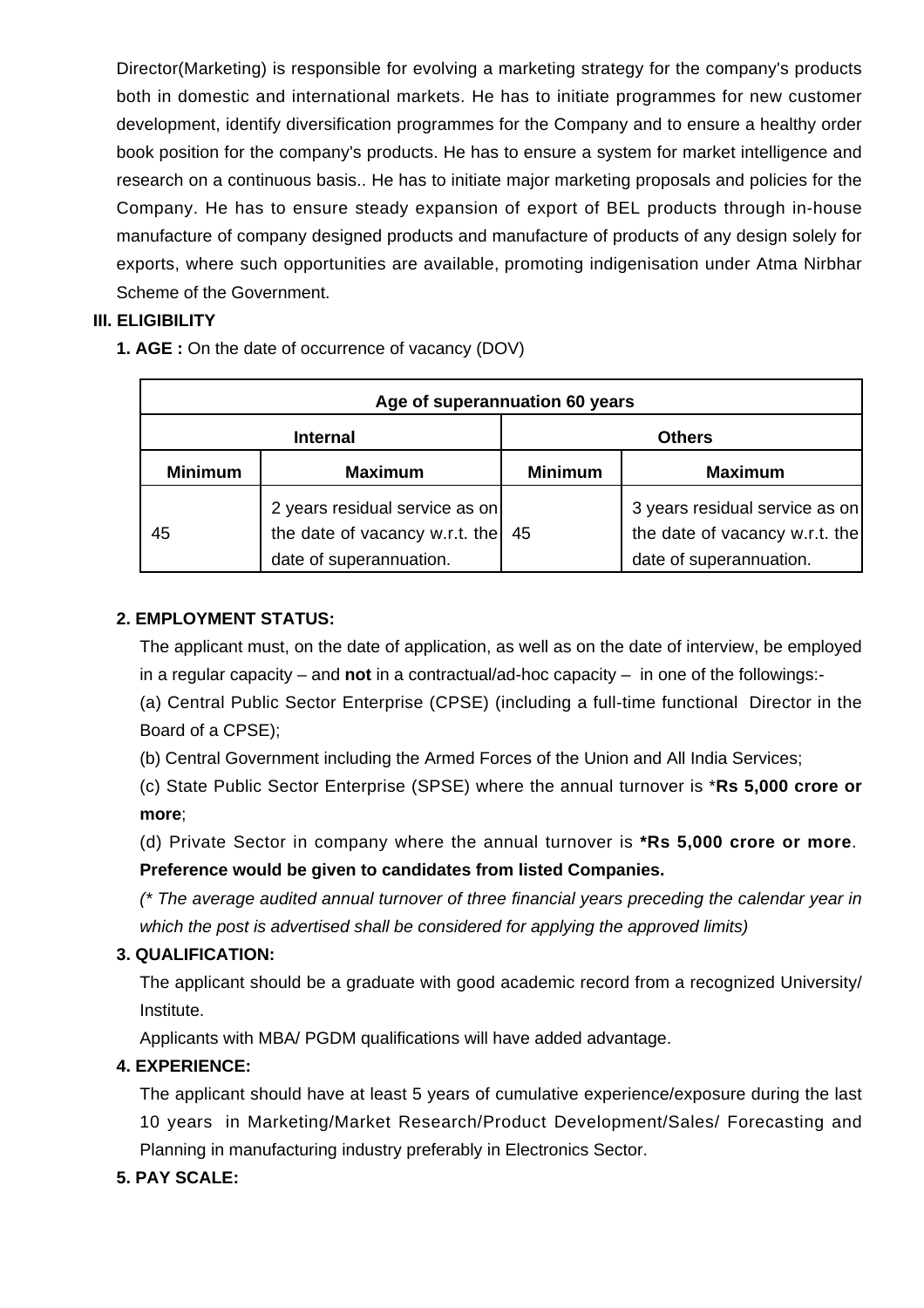Director(Marketing) is responsible for evolving a marketing strategy for the company's products both in domestic and international markets. He has to initiate programmes for new customer development, identify diversification programmes for the Company and to ensure a healthy order book position for the company's products. He has to ensure a system for market intelligence and research on a continuous basis.. He has to initiate major marketing proposals and policies for the Company. He has to ensure steady expansion of export of BEL products through in-house manufacture of company designed products and manufacture of products of any design solely for exports, where such opportunities are available, promoting indigenisation under Atma Nirbhar Scheme of the Government.

**III. ELIGIBILITY**

**1. AGE :** On the date of occurrence of vacancy (DOV)

| Age of superannuation 60 years | | | |
|---|---|---|---|
| **Internal** | | **Others** | |
| **Minimum** | **Maximum** | **Minimum** | **Maximum** |
| 45 | 2 years residual service as on the date of vacancy w.r.t. the date of superannuation. | 45 | 3 years residual service as on the date of vacancy w.r.t. the date of superannuation. |

**2. EMPLOYMENT STATUS:**

The applicant must, on the date of application, as well as on the date of interview, be employed in a regular capacity – and **not** in a contractual/ad-hoc capacity – in one of the followings:-

(a) Central Public Sector Enterprise (CPSE) (including a full-time functional Director in the Board of a CPSE);

(b) Central Government including the Armed Forces of the Union and All India Services;

(c) State Public Sector Enterprise (SPSE) where the annual turnover is ***Rs 5,000 crore or more**;

(d) Private Sector in company where the annual turnover is ***Rs 5,000 crore or more**. **Preference would be given to candidates from listed Companies.**

*(* The average audited annual turnover of three financial years preceding the calendar year in which the post is advertised shall be considered for applying the approved limits)*

**3. QUALIFICATION:**

The applicant should be a graduate with good academic record from a recognized University/ Institute.

Applicants with MBA/ PGDM qualifications will have added advantage.

**4. EXPERIENCE:**

The applicant should have at least 5 years of cumulative experience/exposure during the last 10 years in Marketing/Market Research/Product Development/Sales/ Forecasting and Planning in manufacturing industry preferably in Electronics Sector.

**5. PAY SCALE:**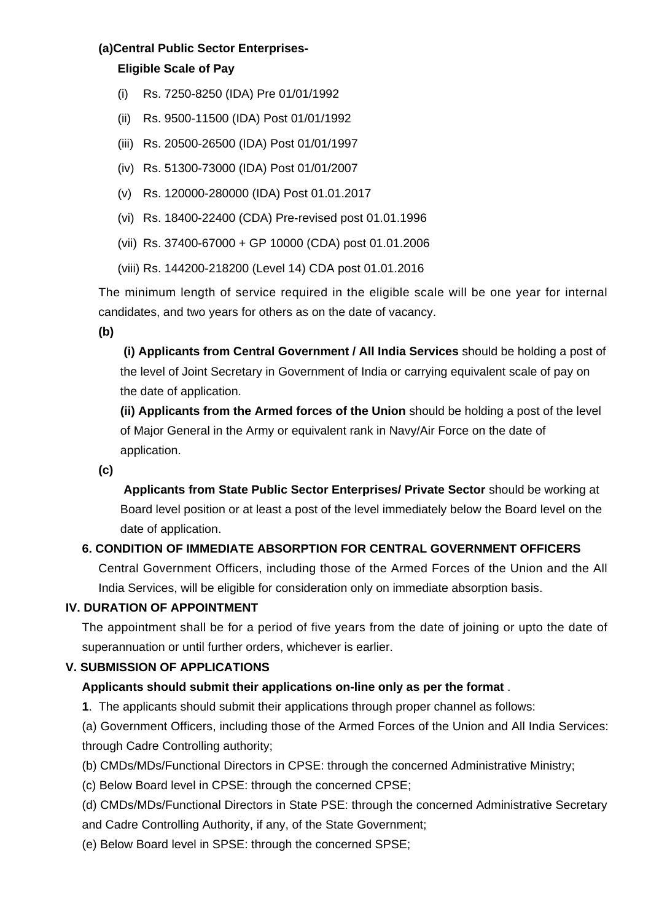**(a)Central Public Sector Enterprises-**

**Eligible Scale of Pay**

(i) Rs. 7250-8250 (IDA) Pre 01/01/1992

(ii) Rs. 9500-11500 (IDA) Post 01/01/1992

(iii) Rs. 20500-26500 (IDA) Post 01/01/1997

(iv) Rs. 51300-73000 (IDA) Post 01/01/2007

(v) Rs. 120000-280000 (IDA) Post 01.01.2017

(vi) Rs. 18400-22400 (CDA) Pre-revised post 01.01.1996

(vii) Rs. 37400-67000 + GP 10000 (CDA) post 01.01.2006

(viii) Rs. 144200-218200 (Level 14) CDA post 01.01.2016

The minimum length of service required in the eligible scale will be one year for internal candidates, and two years for others as on the date of vacancy.

**(b)**

**(i) Applicants from Central Government / All India Services** should be holding a post of the level of Joint Secretary in Government of India or carrying equivalent scale of pay on the date of application.

**(ii) Applicants from the Armed forces of the Union** should be holding a post of the level of Major General in the Army or equivalent rank in Navy/Air Force on the date of application.

**(c)**

**Applicants from State Public Sector Enterprises/ Private Sector** should be working at Board level position or at least a post of the level immediately below the Board level on the date of application.

**6. CONDITION OF IMMEDIATE ABSORPTION FOR CENTRAL GOVERNMENT OFFICERS**

Central Government Officers, including those of the Armed Forces of the Union and the All India Services, will be eligible for consideration only on immediate absorption basis.

## IV. DURATION OF APPOINTMENT

The appointment shall be for a period of five years from the date of joining or upto the date of superannuation or until further orders, whichever is earlier.

## V. SUBMISSION OF APPLICATIONS

**Applicants should submit their applications on-line only as per the format** .

**1**. The applicants should submit their applications through proper channel as follows:

(a) Government Officers, including those of the Armed Forces of the Union and All India Services: through Cadre Controlling authority;

(b) CMDs/MDs/Functional Directors in CPSE: through the concerned Administrative Ministry;

(c) Below Board level in CPSE: through the concerned CPSE;

(d) CMDs/MDs/Functional Directors in State PSE: through the concerned Administrative Secretary and Cadre Controlling Authority, if any, of the State Government;

(e) Below Board level in SPSE: through the concerned SPSE;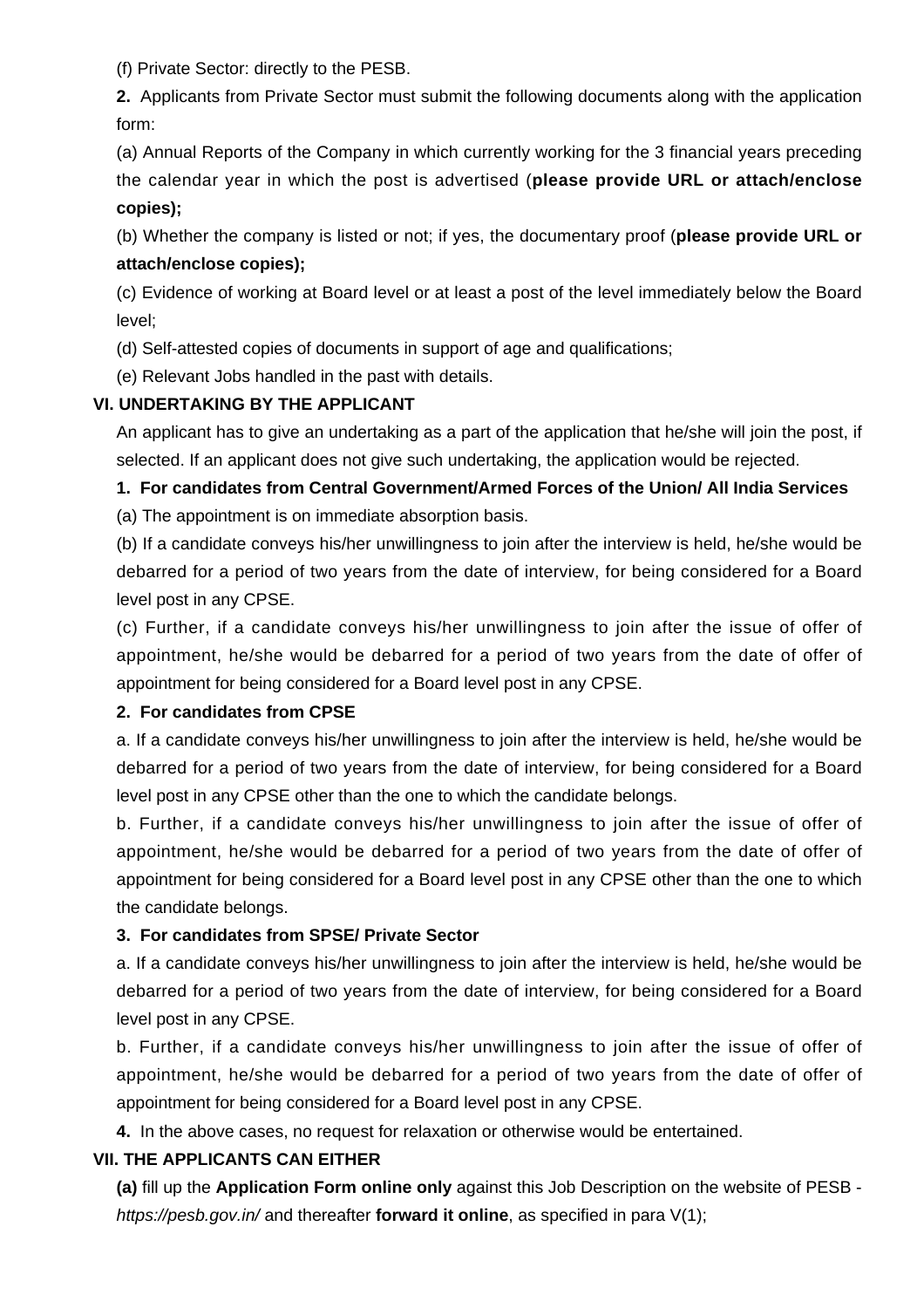(f) Private Sector: directly to the PESB.

**2.** Applicants from Private Sector must submit the following documents along with the application form:

(a) Annual Reports of the Company in which currently working for the 3 financial years preceding the calendar year in which the post is advertised (**please provide URL or attach/enclose copies);**

(b) Whether the company is listed or not; if yes, the documentary proof (**please provide URL or attach/enclose copies);**

(c) Evidence of working at Board level or at least a post of the level immediately below the Board level;

(d) Self-attested copies of documents in support of age and qualifications;

(e) Relevant Jobs handled in the past with details.

### VI. UNDERTAKING BY THE APPLICANT

An applicant has to give an undertaking as a part of the application that he/she will join the post, if selected. If an applicant does not give such undertaking, the application would be rejected.

**1. For candidates from Central Government/Armed Forces of the Union/ All India Services**

(a) The appointment is on immediate absorption basis.

(b) If a candidate conveys his/her unwillingness to join after the interview is held, he/she would be debarred for a period of two years from the date of interview, for being considered for a Board level post in any CPSE.

(c) Further, if a candidate conveys his/her unwillingness to join after the issue of offer of appointment, he/she would be debarred for a period of two years from the date of offer of appointment for being considered for a Board level post in any CPSE.

**2. For candidates from CPSE**

a. If a candidate conveys his/her unwillingness to join after the interview is held, he/she would be debarred for a period of two years from the date of interview, for being considered for a Board level post in any CPSE other than the one to which the candidate belongs.

b. Further, if a candidate conveys his/her unwillingness to join after the issue of offer of appointment, he/she would be debarred for a period of two years from the date of offer of appointment for being considered for a Board level post in any CPSE other than the one to which the candidate belongs.

**3. For candidates from SPSE/ Private Sector**

a. If a candidate conveys his/her unwillingness to join after the interview is held, he/she would be debarred for a period of two years from the date of interview, for being considered for a Board level post in any CPSE.

b. Further, if a candidate conveys his/her unwillingness to join after the issue of offer of appointment, he/she would be debarred for a period of two years from the date of offer of appointment for being considered for a Board level post in any CPSE.

**4.** In the above cases, no request for relaxation or otherwise would be entertained.

### VII. THE APPLICANTS CAN EITHER

**(a)** fill up the **Application Form online only** against this Job Description on the website of PESB - *https://pesb.gov.in/* and thereafter **forward it online**, as specified in para V(1);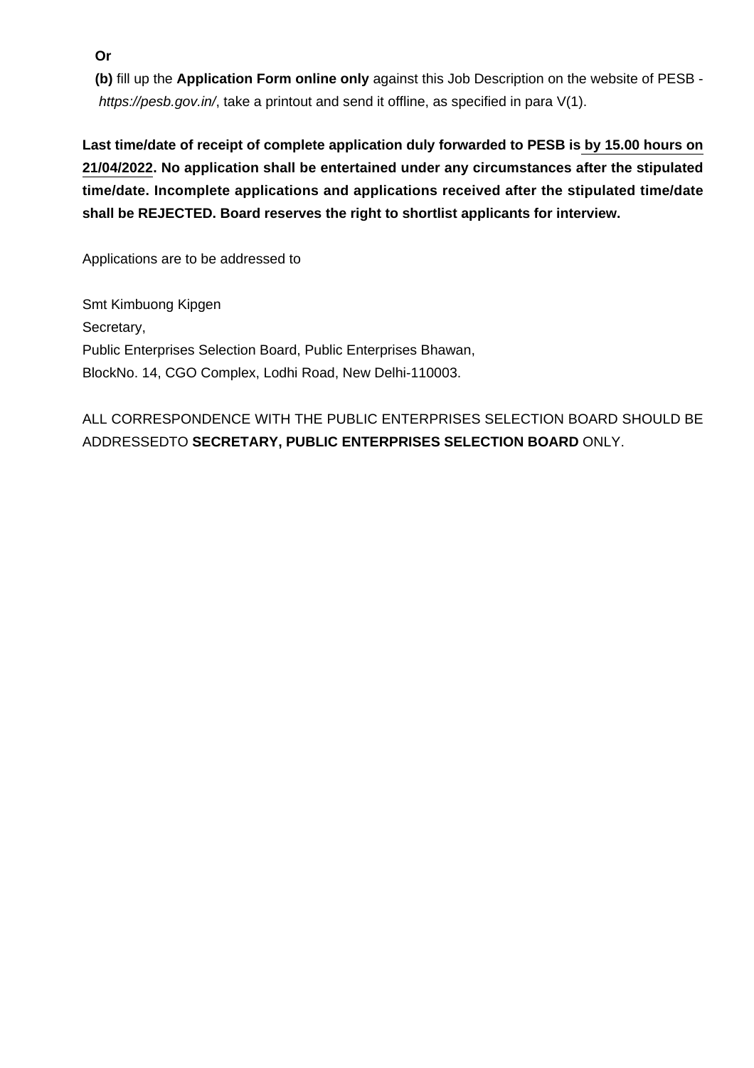**Or**

**(b)** fill up the **Application Form online only** against this Job Description on the website of PESB - *https://pesb.gov.in/*, take a printout and send it offline, as specified in para V(1).

**Last time/date of receipt of complete application duly forwarded to PESB is by 15.00 hours on 21/04/2022. No application shall be entertained under any circumstances after the stipulated time/date. Incomplete applications and applications received after the stipulated time/date shall be REJECTED. Board reserves the right to shortlist applicants for interview.**

Applications are to be addressed to

Smt Kimbuong Kipgen
Secretary,
Public Enterprises Selection Board, Public Enterprises Bhawan,
BlockNo. 14, CGO Complex, Lodhi Road, New Delhi-110003.

ALL CORRESPONDENCE WITH THE PUBLIC ENTERPRISES SELECTION BOARD SHOULD BE ADDRESSEDTO **SECRETARY, PUBLIC ENTERPRISES SELECTION BOARD** ONLY.